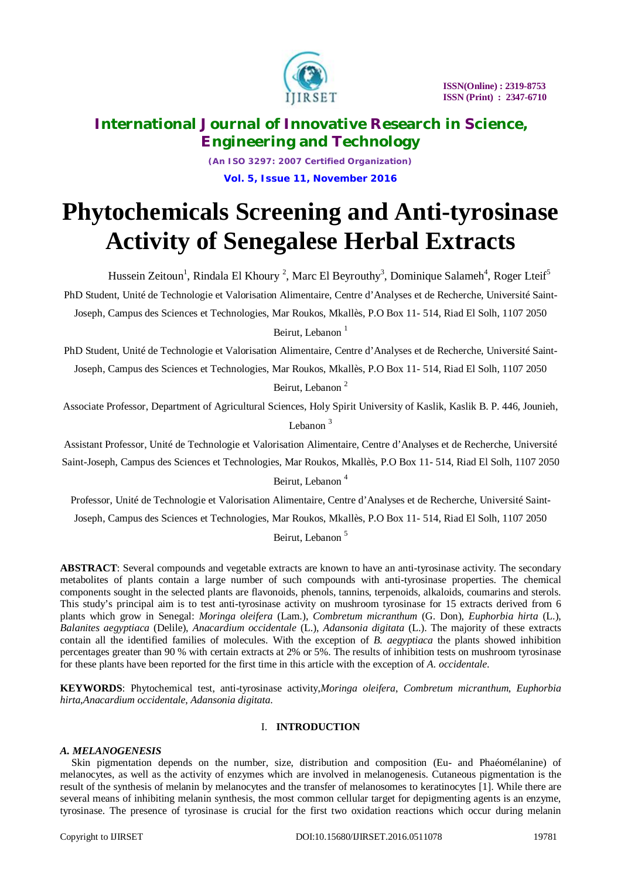# Phytochemicals Screening and Anti-tyrosinase Activity of Senegalese Herbal Extracts

Hussein Zeitoun[1], Rindala El Khoury [2], Marc El Beyrouthy[3], Dominique Salameh[4], Roger Lteif[5]

PhD Student, Unité de Technologie et Valorisation Alimentaire, Centre d'Analyses et de Recherche, Université Saint-Joseph, Campus des Sciences et Technologies, Mar Roukos, Mkallès, P.O Box 11- 514, Riad El Solh, 1107 2050 Beirut, Lebanon [1]

PhD Student, Unité de Technologie et Valorisation Alimentaire, Centre d'Analyses et de Recherche, Université Saint-Joseph, Campus des Sciences et Technologies, Mar Roukos, Mkallès, P.O Box 11- 514, Riad El Solh, 1107 2050 Beirut, Lebanon [2]

Associate Professor, Department of Agricultural Sciences, Holy Spirit University of Kaslik, Kaslik B. P. 446, Jounieh, Lebanon [3]

Assistant Professor, Unité de Technologie et Valorisation Alimentaire, Centre d'Analyses et de Recherche, Université Saint-Joseph, Campus des Sciences et Technologies, Mar Roukos, Mkallès, P.O Box 11- 514, Riad El Solh, 1107 2050 Beirut, Lebanon [4]

Professor, Unité de Technologie et Valorisation Alimentaire, Centre d'Analyses et de Recherche, Université Saint-Joseph, Campus des Sciences et Technologies, Mar Roukos, Mkallès, P.O Box 11- 514, Riad El Solh, 1107 2050 Beirut, Lebanon [5]

**ABSTRACT**: Several compounds and vegetable extracts are known to have an anti-tyrosinase activity. The secondary metabolites of plants contain a large number of such compounds with anti-tyrosinase properties. The chemical components sought in the selected plants are flavonoids, phenols, tannins, terpenoids, alkaloids, coumarins and sterols. This study's principal aim is to test anti-tyrosinase activity on mushroom tyrosinase for 15 extracts derived from 6 plants which grow in Senegal: *Moringa oleifera* (Lam.), *Combretum micranthum* (G. Don), *Euphorbia hirta* (L.), *Balanites aegyptiaca* (Delile), *Anacardium occidentale* (L.), *Adansonia digitata* (L.). The majority of these extracts contain all the identified families of molecules. With the exception of *B. aegyptiaca* the plants showed inhibition percentages greater than 90 % with certain extracts at 2% or 5%. The results of inhibition tests on mushroom tyrosinase for these plants have been reported for the first time in this article with the exception of *A. occidentale*.

**KEYWORDS**: Phytochemical test, anti-tyrosinase activity,*Moringa oleifera*, *Combretum micranthum*, *Euphorbia hirta*,*Anacardium occidentale*, *Adansonia digitata*.

## I. INTRODUCTION

### *A. MELANOGENESIS*

Skin pigmentation depends on the number, size, distribution and composition (Eu- and Phaéomélanine) of melanocytes, as well as the activity of enzymes which are involved in melanogenesis. Cutaneous pigmentation is the result of the synthesis of melanin by melanocytes and the transfer of melanosomes to keratinocytes [1]. While there are several means of inhibiting melanin synthesis, the most common cellular target for depigmenting agents is an enzyme, tyrosinase. The presence of tyrosinase is crucial for the first two oxidation reactions which occur during melanin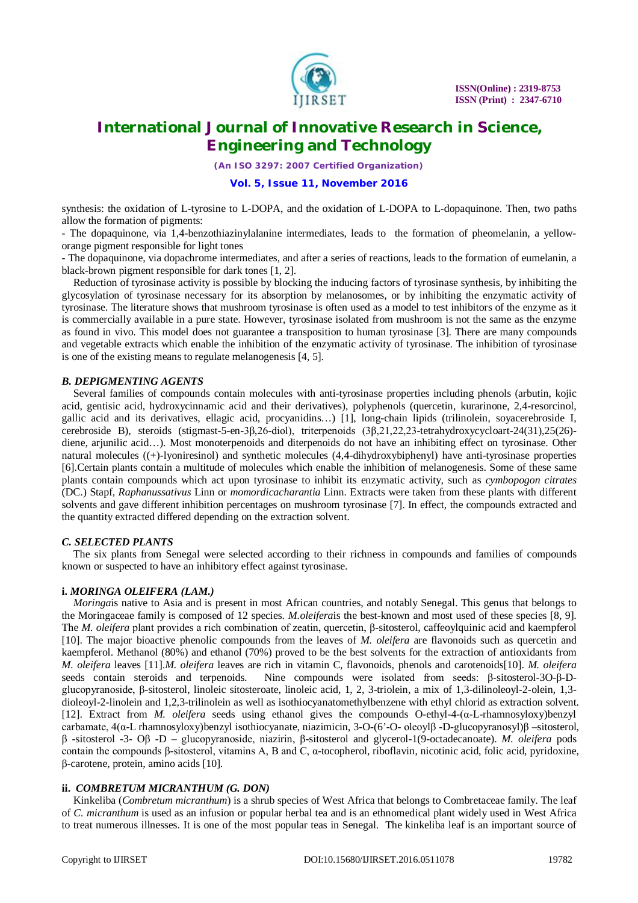synthesis: the oxidation of L-tyrosine to L-DOPA, and the oxidation of L-DOPA to L-dopaquinone. Then, two paths allow the formation of pigments:

- The dopaquinone, via 1,4-benzothiazinylalanine intermediates, leads to the formation of pheomelanin, a yellow-orange pigment responsible for light tones
- The dopaquinone, via dopachrome intermediates, and after a series of reactions, leads to the formation of eumelanin, a black-brown pigment responsible for dark tones [1, 2].

Reduction of tyrosinase activity is possible by blocking the inducing factors of tyrosinase synthesis, by inhibiting the glycosylation of tyrosinase necessary for its absorption by melanosomes, or by inhibiting the enzymatic activity of tyrosinase. The literature shows that mushroom tyrosinase is often used as a model to test inhibitors of the enzyme as it is commercially available in a pure state. However, tyrosinase isolated from mushroom is not the same as the enzyme as found in vivo. This model does not guarantee a transposition to human tyrosinase [3]. There are many compounds and vegetable extracts which enable the inhibition of the enzymatic activity of tyrosinase. The inhibition of tyrosinase is one of the existing means to regulate melanogenesis [4, 5].

### *B. DEPIGMENTING AGENTS*

Several families of compounds contain molecules with anti-tyrosinase properties including phenols (arbutin, kojic acid, gentisic acid, hydroxycinnamic acid and their derivatives), polyphenols (quercetin, kurarinone, 2,4-resorcinol, gallic acid and its derivatives, ellagic acid, procyanidins…) [1], long-chain lipids (trilinolein, soyacerebroside I, cerebroside B), steroids (stigmast-5-en-3β,26-diol), triterpenoids (3β,21,22,23-tetrahydroxycycloart-24(31),25(26)-diene, arjunilic acid…). Most monoterpenoids and diterpenoids do not have an inhibiting effect on tyrosinase. Other natural molecules ((+)-lyoniresinol) and synthetic molecules (4,4-dihydroxybiphenyl) have anti-tyrosinase properties [6].Certain plants contain a multitude of molecules which enable the inhibition of melanogenesis. Some of these same plants contain compounds which act upon tyrosinase to inhibit its enzymatic activity, such as *cymbopogon citrates* (DC.) Stapf, *Raphanussativus* Linn or *momordicacharantia* Linn. Extracts were taken from these plants with different solvents and gave different inhibition percentages on mushroom tyrosinase [7]. In effect, the compounds extracted and the quantity extracted differed depending on the extraction solvent.

### *C. SELECTED PLANTS*

The six plants from Senegal were selected according to their richness in compounds and families of compounds known or suspected to have an inhibitory effect against tyrosinase.

#### **i.** ***MORINGA OLEIFERA (LAM.)***

*Moringa*is native to Asia and is present in most African countries, and notably Senegal. This genus that belongs to the Moringaceae family is composed of 12 species. *M.oleifera*is the best-known and most used of these species [8, 9]. The *M. oleifera* plant provides a rich combination of zeatin, quercetin, β-sitosterol, caffeoylquinic acid and kaempferol [10]. The major bioactive phenolic compounds from the leaves of *M. oleifera* are flavonoids such as quercetin and kaempferol. Methanol (80%) and ethanol (70%) proved to be the best solvents for the extraction of antioxidants from *M. oleifera* leaves [11].*M. oleifera* leaves are rich in vitamin C, flavonoids, phenols and carotenoids[10]. *M. oleifera* seeds contain steroids and terpenoids. Nine compounds were isolated from seeds: β-sitosterol-3O-β-D-glucopyranoside, β-sitosterol, linoleic sitosteroate, linoleic acid, 1, 2, 3-triolein, a mix of 1,3-dilinoleoyl-2-olein, 1,3-dioleoyl-2-linolein and 1,2,3-trilinolein as well as isothiocyanatomethylbenzene with ethyl chlorid as extraction solvent. [12]. Extract from *M. oleifera* seeds using ethanol gives the compounds O-ethyl-4-(α-L-rhamnosyloxy)benzyl carbamate, 4(α-L rhamnosyloxy)benzyl isothiocyanate, niazimicin, 3-O-(6'-O- oleoylβ -D-glucopyranosyl)β –sitosterol, β -sitosterol -3- Oβ -D – glucopyranoside, niazirin, β-sitosterol and glycerol-1(9-octadecanoate). *M. oleifera* pods contain the compounds β-sitosterol, vitamins A, B and C, α-tocopherol, riboflavin, nicotinic acid, folic acid, pyridoxine, β-carotene, protein, amino acids [10].

#### **ii.** ***COMBRETUM MICRANTHUM (G. DON)***

Kinkeliba (*Combretum micranthum*) is a shrub species of West Africa that belongs to Combretaceae family. The leaf of *C. micranthum* is used as an infusion or popular herbal tea and is an ethnomedical plant widely used in West Africa to treat numerous illnesses. It is one of the most popular teas in Senegal. The kinkeliba leaf is an important source of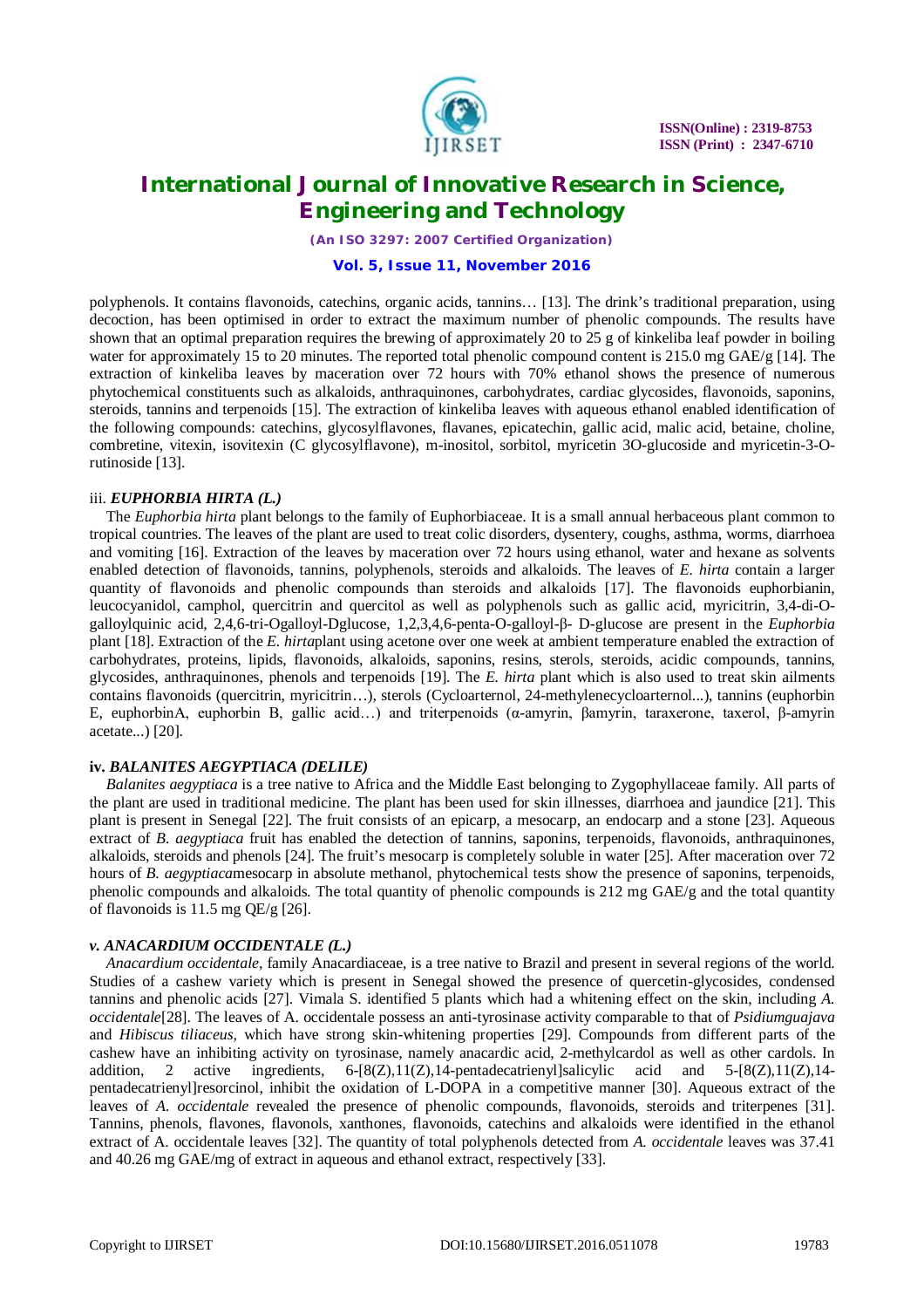polyphenols. It contains flavonoids, catechins, organic acids, tannins… [13]. The drink's traditional preparation, using decoction, has been optimised in order to extract the maximum number of phenolic compounds. The results have shown that an optimal preparation requires the brewing of approximately 20 to 25 g of kinkeliba leaf powder in boiling water for approximately 15 to 20 minutes. The reported total phenolic compound content is 215.0 mg GAE/g [14]. The extraction of kinkeliba leaves by maceration over 72 hours with 70% ethanol shows the presence of numerous phytochemical constituents such as alkaloids, anthraquinones, carbohydrates, cardiac glycosides, flavonoids, saponins, steroids, tannins and terpenoids [15]. The extraction of kinkeliba leaves with aqueous ethanol enabled identification of the following compounds: catechins, glycosylflavones, flavanes, epicatechin, gallic acid, malic acid, betaine, choline, combretine, vitexin, isovitexin (C glycosylflavone), m-inositol, sorbitol, myricetin 3O-glucoside and myricetin-3-O-rutinoside [13].

#### iii. *EUPHORBIA HIRTA (L.)*

The *Euphorbia hirta* plant belongs to the family of Euphorbiaceae. It is a small annual herbaceous plant common to tropical countries. The leaves of the plant are used to treat colic disorders, dysentery, coughs, asthma, worms, diarrhoea and vomiting [16]. Extraction of the leaves by maceration over 72 hours using ethanol, water and hexane as solvents enabled detection of flavonoids, tannins, polyphenols, steroids and alkaloids. The leaves of *E. hirta* contain a larger quantity of flavonoids and phenolic compounds than steroids and alkaloids [17]. The flavonoids euphorbianin, leucocyanidol, camphol, quercitrin and quercitol as well as polyphenols such as gallic acid, myricitrin, 3,4-di-O-galloylquinic acid, 2,4,6-tri-Ogalloyl-Dglucose, 1,2,3,4,6-penta-O-galloyl-β- D-glucose are present in the *Euphorbia* plant [18]. Extraction of the *E. hirta*plant using acetone over one week at ambient temperature enabled the extraction of carbohydrates, proteins, lipids, flavonoids, alkaloids, saponins, resins, sterols, steroids, acidic compounds, tannins, glycosides, anthraquinones, phenols and terpenoids [19]. The *E. hirta* plant which is also used to treat skin ailments contains flavonoids (quercitrin, myricitrin…), sterols (Cycloarternol, 24-methylenecycloarternol...), tannins (euphorbin E, euphorbinA, euphorbin B, gallic acid…) and triterpenoids (α-amyrin, βamyrin, taraxerone, taxerol, β-amyrin acetate...) [20].

#### iv. *BALANITES AEGYPTIACA (DELILE)*

*Balanites aegyptiaca* is a tree native to Africa and the Middle East belonging to Zygophyllaceae family. All parts of the plant are used in traditional medicine. The plant has been used for skin illnesses, diarrhoea and jaundice [21]. This plant is present in Senegal [22]. The fruit consists of an epicarp, a mesocarp, an endocarp and a stone [23]. Aqueous extract of *B. aegyptiaca* fruit has enabled the detection of tannins, saponins, terpenoids, flavonoids, anthraquinones, alkaloids, steroids and phenols [24]. The fruit's mesocarp is completely soluble in water [25]. After maceration over 72 hours of *B. aegyptiaca*mesocarp in absolute methanol, phytochemical tests show the presence of saponins, terpenoids, phenolic compounds and alkaloids. The total quantity of phenolic compounds is 212 mg GAE/g and the total quantity of flavonoids is 11.5 mg QE/g [26].

#### v. *ANACARDIUM OCCIDENTALE (L.)*

*Anacardium occidentale*, family Anacardiaceae, is a tree native to Brazil and present in several regions of the world. Studies of a cashew variety which is present in Senegal showed the presence of quercetin-glycosides, condensed tannins and phenolic acids [27]. Vimala S. identified 5 plants which had a whitening effect on the skin, including *A. occidentale*[28]. The leaves of A. occidentale possess an anti-tyrosinase activity comparable to that of *Psidiumguajava* and *Hibiscus tiliaceus*, which have strong skin-whitening properties [29]. Compounds from different parts of the cashew have an inhibiting activity on tyrosinase, namely anacardic acid, 2-methylcardol as well as other cardols. In addition, 2 active ingredients, 6-[8(Z),11(Z),14-pentadecatrienyl]salicylic acid and 5-[8(Z),11(Z),14-pentadecatrienyl]resorcinol, inhibit the oxidation of L-DOPA in a competitive manner [30]. Aqueous extract of the leaves of *A. occidentale* revealed the presence of phenolic compounds, flavonoids, steroids and triterpenes [31]. Tannins, phenols, flavones, flavonols, xanthones, flavonoids, catechins and alkaloids were identified in the ethanol extract of A. occidentale leaves [32]. The quantity of total polyphenols detected from *A. occidentale* leaves was 37.41 and 40.26 mg GAE/mg of extract in aqueous and ethanol extract, respectively [33].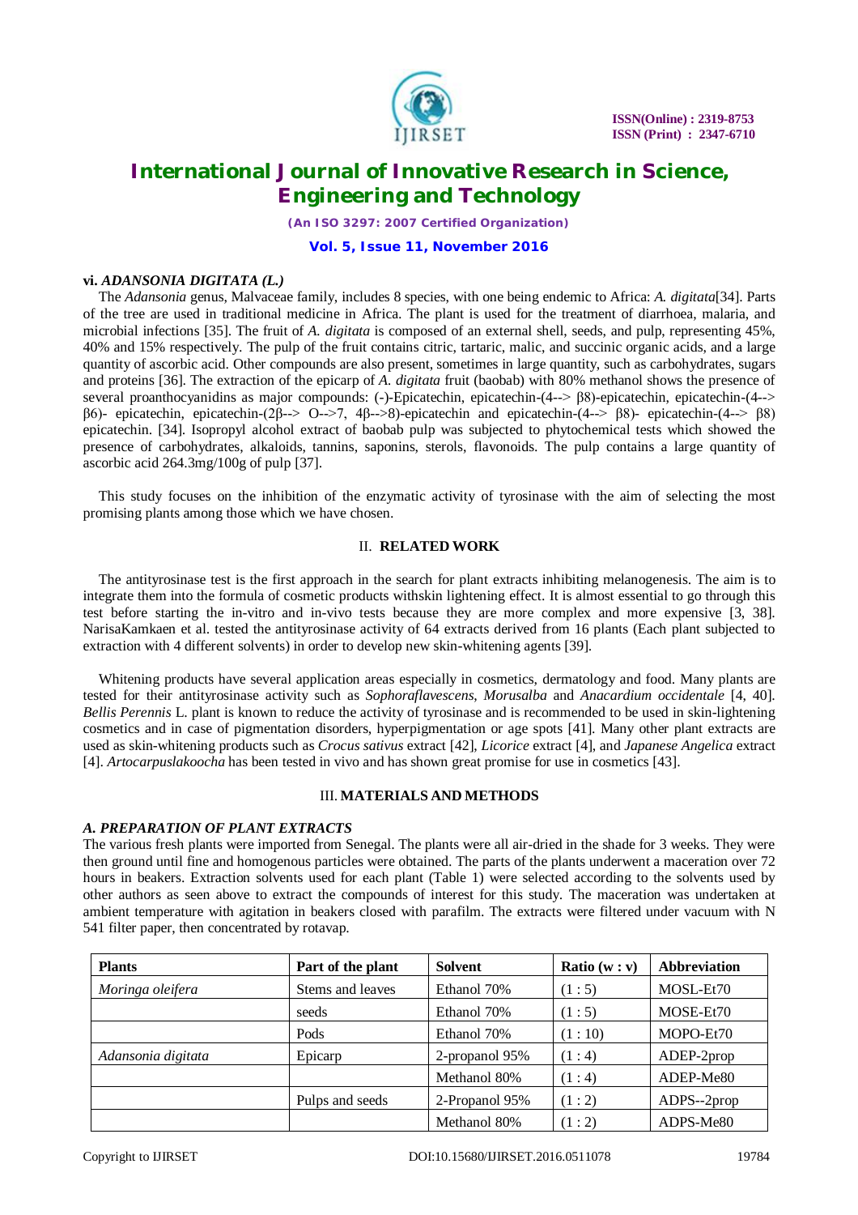### vi. *ADANSONIA DIGITATA (L.)*

The *Adansonia* genus, Malvaceae family, includes 8 species, with one being endemic to Africa: *A. digitata*[34]. Parts of the tree are used in traditional medicine in Africa. The plant is used for the treatment of diarrhoea, malaria, and microbial infections [35]. The fruit of *A. digitata* is composed of an external shell, seeds, and pulp, representing 45%, 40% and 15% respectively. The pulp of the fruit contains citric, tartaric, malic, and succinic organic acids, and a large quantity of ascorbic acid. Other compounds are also present, sometimes in large quantity, such as carbohydrates, sugars and proteins [36]. The extraction of the epicarp of *A. digitata* fruit (baobab) with 80% methanol shows the presence of several proanthocyanidins as major compounds: (-)-Epicatechin, epicatechin-(4--> β8)-epicatechin, epicatechin-(4--> β6)- epicatechin, epicatechin-(2β--> O-->7, 4β-->8)-epicatechin and epicatechin-(4--> β8)- epicatechin-(4--> β8) epicatechin. [34]. Isopropyl alcohol extract of baobab pulp was subjected to phytochemical tests which showed the presence of carbohydrates, alkaloids, tannins, saponins, sterols, flavonoids. The pulp contains a large quantity of ascorbic acid 264.3mg/100g of pulp [37].

This study focuses on the inhibition of the enzymatic activity of tyrosinase with the aim of selecting the most promising plants among those which we have chosen.

## II. RELATED WORK

The antityrosinase test is the first approach in the search for plant extracts inhibiting melanogenesis. The aim is to integrate them into the formula of cosmetic products withskin lightening effect. It is almost essential to go through this test before starting the in-vitro and in-vivo tests because they are more complex and more expensive [3, 38]. NarisaKamkaen et al. tested the antityrosinase activity of 64 extracts derived from 16 plants (Each plant subjected to extraction with 4 different solvents) in order to develop new skin-whitening agents [39].

Whitening products have several application areas especially in cosmetics, dermatology and food. Many plants are tested for their antityrosinase activity such as *Sophoraflavescens*, *Morusalba* and *Anacardium occidentale* [4, 40]. *Bellis Perennis* L. plant is known to reduce the activity of tyrosinase and is recommended to be used in skin-lightening cosmetics and in case of pigmentation disorders, hyperpigmentation or age spots [41]. Many other plant extracts are used as skin-whitening products such as *Crocus sativus* extract [42], *Licorice* extract [4], and *Japanese Angelica* extract [4]. *Artocarpuslakoocha* has been tested in vivo and has shown great promise for use in cosmetics [43].

## III. MATERIALS AND METHODS

### *A. PREPARATION OF PLANT EXTRACTS*

The various fresh plants were imported from Senegal. The plants were all air-dried in the shade for 3 weeks. They were then ground until fine and homogenous particles were obtained. The parts of the plants underwent a maceration over 72 hours in beakers. Extraction solvents used for each plant (Table 1) were selected according to the solvents used by other authors as seen above to extract the compounds of interest for this study. The maceration was undertaken at ambient temperature with agitation in beakers closed with parafilm. The extracts were filtered under vacuum with N 541 filter paper, then concentrated by rotavap.

| Plants | Part of the plant | Solvent | Ratio (w : v) | Abbreviation |
|---|---|---|---|---|
| *Moringa oleifera* | Stems and leaves | Ethanol 70% | (1 : 5) | MOSL-Et70 |
| | seeds | Ethanol 70% | (1 : 5) | MOSE-Et70 |
| | Pods | Ethanol 70% | (1 : 10) | MOPO-Et70 |
| *Adansonia digitata* | Epicarp | 2-propanol 95% | (1 : 4) | ADEP-2prop |
| | | Methanol 80% | (1 : 4) | ADEP-Me80 |
| | Pulps and seeds | 2-Propanol 95% | (1 : 2) | ADPS--2prop |
| | | Methanol 80% | (1 : 2) | ADPS-Me80 |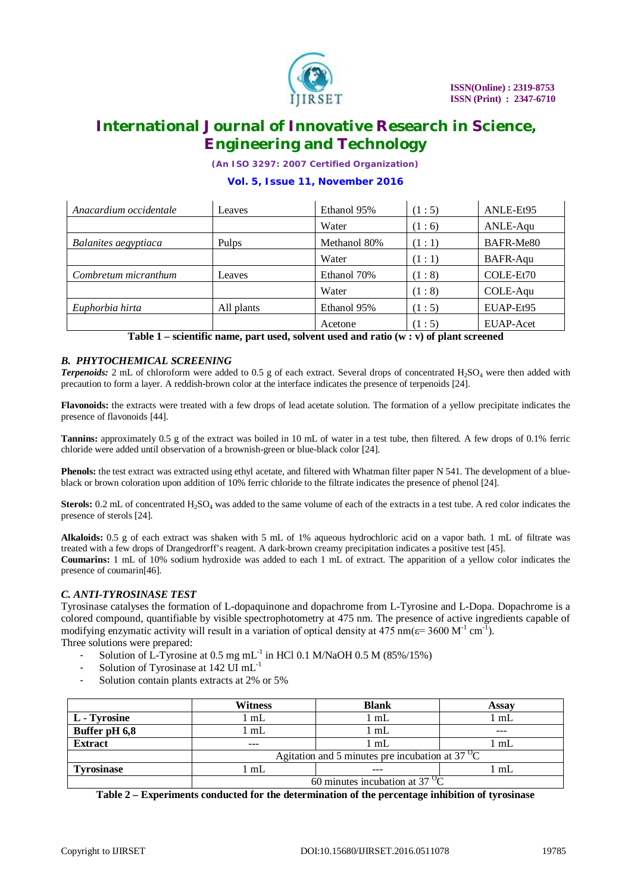| | | | | |
|---|---|---|---|---|
| *Anacardium occidentale* | Leaves | Ethanol 95% | (1 : 5) | ANLE-Et95 |
| | | Water | (1 : 6) | ANLE-Aqu |
| *Balanites aegyptiaca* | Pulps | Methanol 80% | (1 : 1) | BAFR-Me80 |
| | | Water | (1 : 1) | BAFR-Aqu |
| *Combretum micranthum* | Leaves | Ethanol 70% | (1 : 8) | COLE-Et70 |
| | | Water | (1 : 8) | COLE-Aqu |
| *Euphorbia hirta* | All plants | Ethanol 95% | (1 : 5) | EUAP-Et95 |
| | | Acetone | (1 : 5) | EUAP-Acet |

**Table 1 – scientific name, part used, solvent used and ratio (w : v) of plant screened**

### *B. PHYTOCHEMICAL SCREENING*

***Terpenoids:*** 2 mL of chloroform were added to 0.5 g of each extract. Several drops of concentrated $H_2SO_4$ were then added with precaution to form a layer. A reddish-brown color at the interface indicates the presence of terpenoids [24].

**Flavonoids:** the extracts were treated with a few drops of lead acetate solution. The formation of a yellow precipitate indicates the presence of flavonoids [44].

**Tannins:** approximately 0.5 g of the extract was boiled in 10 mL of water in a test tube, then filtered. A few drops of 0.1% ferric chloride were added until observation of a brownish-green or blue-black color [24].

**Phenols:** the test extract was extracted using ethyl acetate, and filtered with Whatman filter paper N 541. The development of a blue-black or brown coloration upon addition of 10% ferric chloride to the filtrate indicates the presence of phenol [24].

**Sterols:** 0.2 mL of concentrated $H_2SO_4$ was added to the same volume of each of the extracts in a test tube. A red color indicates the presence of sterols [24].

**Alkaloids:** 0.5 g of each extract was shaken with 5 mL of 1% aqueous hydrochloric acid on a vapor bath. 1 mL of filtrate was treated with a few drops of Drangedrorff's reagent. A dark-brown creamy precipitation indicates a positive test [45].
**Coumarins:** 1 mL of 10% sodium hydroxide was added to each 1 mL of extract. The apparition of a yellow color indicates the presence of coumarin[46].

### *C. ANTI-TYROSINASE TEST*

Tyrosinase catalyses the formation of L-dopaquinone and dopachrome from L-Tyrosine and L-Dopa. Dopachrome is a colored compound, quantifiable by visible spectrophotometry at 475 nm. The presence of active ingredients capable of modifying enzymatic activity will result in a variation of optical density at 475 nm($\varepsilon$= 3600 $M^{-1}$ $cm^{-1}$).
Three solutions were prepared:

- Solution of L-Tyrosine at 0.5 mg $mL^{-1}$ in HCl 0.1 M/NaOH 0.5 M (85%/15%)
- Solution of Tyrosinase at 142 UI $mL^{-1}$
- Solution contain plants extracts at 2% or 5%

| | Witness | Blank | Assay |
|---|---|---|---|
| **L - Tyrosine** | 1 mL | 1 mL | 1 mL |
| **Buffer pH 6,8** | 1 mL | 1 mL | --- |
| **Extract** | --- | 1 mL | 1 mL |
| | Agitation and 5 minutes pre incubation at 37 $^{O}C$ | | |
| **Tyrosinase** | 1 mL | --- | 1 mL |
| | 60 minutes incubation at 37 $^{O}C$ | | |

**Table 2 – Experiments conducted for the determination of the percentage inhibition of tyrosinase**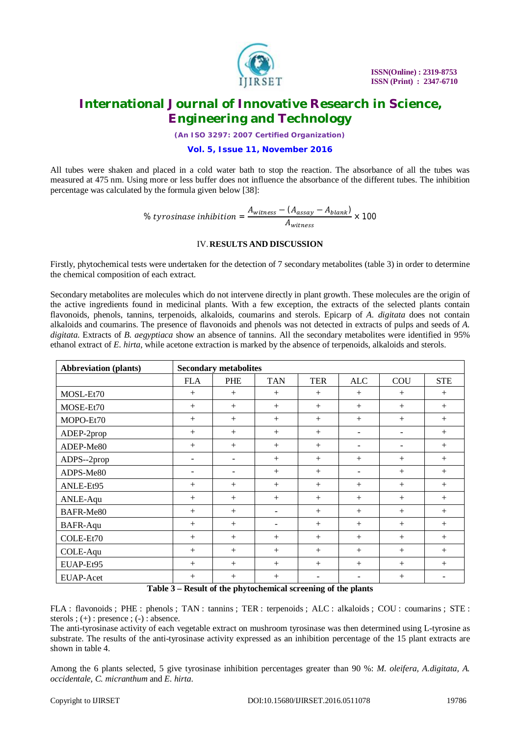All tubes were shaken and placed in a cold water bath to stop the reaction. The absorbance of all the tubes was measured at 475 nm. Using more or less buffer does not influence the absorbance of the different tubes. The inhibition percentage was calculated by the formula given below [38]:

$$\%\ tyrosinase\ inhibition = \frac{A_{witness} - (A_{assay} - A_{blank})}{A_{witness}} \times 100$$

## IV. RESULTS AND DISCUSSION

Firstly, phytochemical tests were undertaken for the detection of 7 secondary metabolites (table 3) in order to determine the chemical composition of each extract.

Secondary metabolites are molecules which do not intervene directly in plant growth. These molecules are the origin of the active ingredients found in medicinal plants. With a few exception, the extracts of the selected plants contain flavonoids, phenols, tannins, terpenoids, alkaloids, coumarins and sterols. Epicarp of *A. digitata* does not contain alkaloids and coumarins. The presence of flavonoids and phenols was not detected in extracts of pulps and seeds of *A. digitata.* Extracts of *B. aegyptiaca* show an absence of tannins. All the secondary metabolites were identified in 95% ethanol extract of *E. hirta*, while acetone extraction is marked by the absence of terpenoids, alkaloids and sterols.

| Abbreviation (plants) | Secondary metabolites | | | | | | |
|---|---|---|---|---|---|---|---|
| | FLA | PHE | TAN | TER | ALC | COU | STE |
| MOSL-Et70 | + | + | + | + | + | + | + |
| MOSE-Et70 | + | + | + | + | + | + | + |
| MOPO-Et70 | + | + | + | + | + | + | + |
| ADEP-2prop | + | + | + | + | - | - | + |
| ADEP-Me80 | + | + | + | + | - | - | + |
| ADPS--2prop | - | - | + | + | + | + | + |
| ADPS-Me80 | - | - | + | + | - | + | + |
| ANLE-Et95 | + | + | + | + | + | + | + |
| ANLE-Aqu | + | + | + | + | + | + | + |
| BAFR-Me80 | + | + | - | + | + | + | + |
| BAFR-Aqu | + | + | - | + | + | + | + |
| COLE-Et70 | + | + | + | + | + | + | + |
| COLE-Aqu | + | + | + | + | + | + | + |
| EUAP-Et95 | + | + | + | + | + | + | + |
| EUAP-Acet | + | + | + | - | - | + | - |

**Table 3 – Result of the phytochemical screening of the plants**

FLA : flavonoids ; PHE : phenols ; TAN : tannins ; TER : terpenoids ; ALC : alkaloids ; COU : coumarins ; STE : sterols ; (+) : presence ; (-) : absence.

The anti-tyrosinase activity of each vegetable extract on mushroom tyrosinase was then determined using L-tyrosine as substrate. The results of the anti-tyrosinase activity expressed as an inhibition percentage of the 15 plant extracts are shown in table 4.

Among the 6 plants selected, 5 give tyrosinase inhibition percentages greater than 90 %: *M. oleifera, A.digitata, A. occidentale, C. micranthum* and *E. hirta.*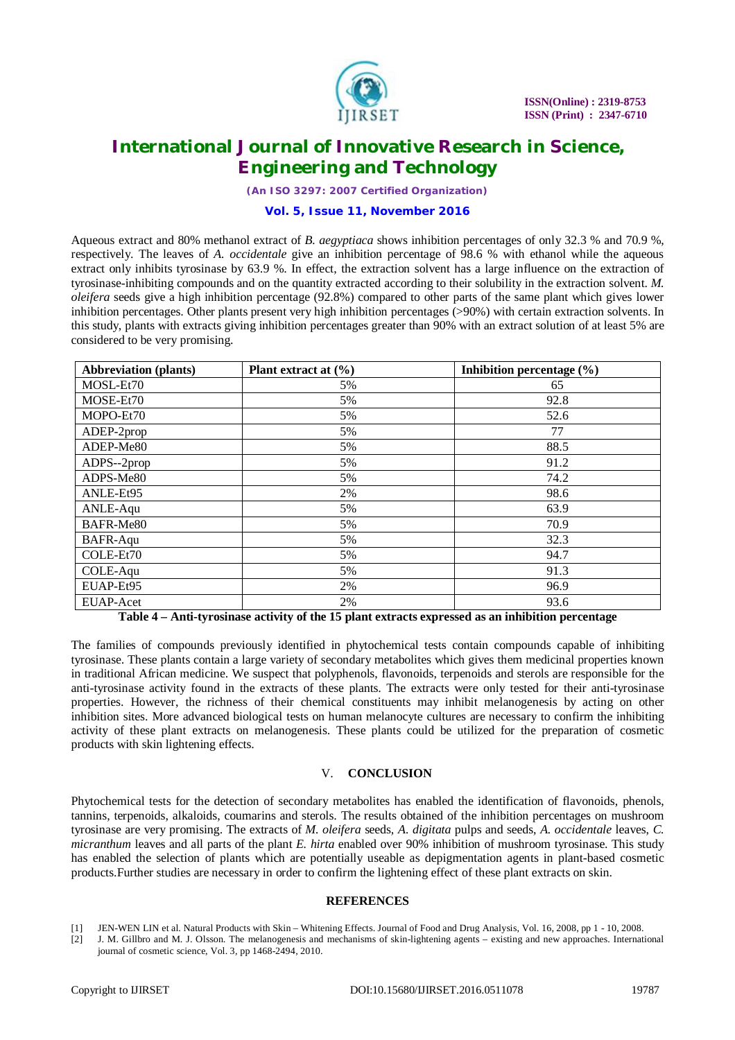Aqueous extract and 80% methanol extract of *B. aegyptiaca* shows inhibition percentages of only 32.3 % and 70.9 %, respectively. The leaves of *A. occidentale* give an inhibition percentage of 98.6 % with ethanol while the aqueous extract only inhibits tyrosinase by 63.9 %. In effect, the extraction solvent has a large influence on the extraction of tyrosinase-inhibiting compounds and on the quantity extracted according to their solubility in the extraction solvent. *M. oleifera* seeds give a high inhibition percentage (92.8%) compared to other parts of the same plant which gives lower inhibition percentages. Other plants present very high inhibition percentages (>90%) with certain extraction solvents. In this study, plants with extracts giving inhibition percentages greater than 90% with an extract solution of at least 5% are considered to be very promising.

| Abbreviation (plants) | Plant extract at (%) | Inhibition percentage (%) |
|---|---|---|
| MOSL-Et70 | 5% | 65 |
| MOSE-Et70 | 5% | 92.8 |
| MOPO-Et70 | 5% | 52.6 |
| ADEP-2prop | 5% | 77 |
| ADEP-Me80 | 5% | 88.5 |
| ADPS--2prop | 5% | 91.2 |
| ADPS-Me80 | 5% | 74.2 |
| ANLE-Et95 | 2% | 98.6 |
| ANLE-Aqu | 5% | 63.9 |
| BAFR-Me80 | 5% | 70.9 |
| BAFR-Aqu | 5% | 32.3 |
| COLE-Et70 | 5% | 94.7 |
| COLE-Aqu | 5% | 91.3 |
| EUAP-Et95 | 2% | 96.9 |
| EUAP-Acet | 2% | 93.6 |

**Table 4 – Anti-tyrosinase activity of the 15 plant extracts expressed as an inhibition percentage**

The families of compounds previously identified in phytochemical tests contain compounds capable of inhibiting tyrosinase. These plants contain a large variety of secondary metabolites which gives them medicinal properties known in traditional African medicine. We suspect that polyphenols, flavonoids, terpenoids and sterols are responsible for the anti-tyrosinase activity found in the extracts of these plants. The extracts were only tested for their anti-tyrosinase properties. However, the richness of their chemical constituents may inhibit melanogenesis by acting on other inhibition sites. More advanced biological tests on human melanocyte cultures are necessary to confirm the inhibiting activity of these plant extracts on melanogenesis. These plants could be utilized for the preparation of cosmetic products with skin lightening effects.

## V. CONCLUSION

Phytochemical tests for the detection of secondary metabolites has enabled the identification of flavonoids, phenols, tannins, terpenoids, alkaloids, coumarins and sterols. The results obtained of the inhibition percentages on mushroom tyrosinase are very promising. The extracts of *M. oleifera* seeds, *A. digitata* pulps and seeds, *A. occidentale* leaves, *C. micranthum* leaves and all parts of the plant *E. hirta* enabled over 90% inhibition of mushroom tyrosinase. This study has enabled the selection of plants which are potentially useable as depigmentation agents in plant-based cosmetic products.Further studies are necessary in order to confirm the lightening effect of these plant extracts on skin.

## REFERENCES

[1] JEN-WEN LIN et al. Natural Products with Skin – Whitening Effects. Journal of Food and Drug Analysis, Vol. 16, 2008, pp 1 - 10, 2008.

[2] J. M. Gillbro and M. J. Olsson. The melanogenesis and mechanisms of skin-lightening agents – existing and new approaches. International journal of cosmetic science, Vol. 3, pp 1468-2494, 2010.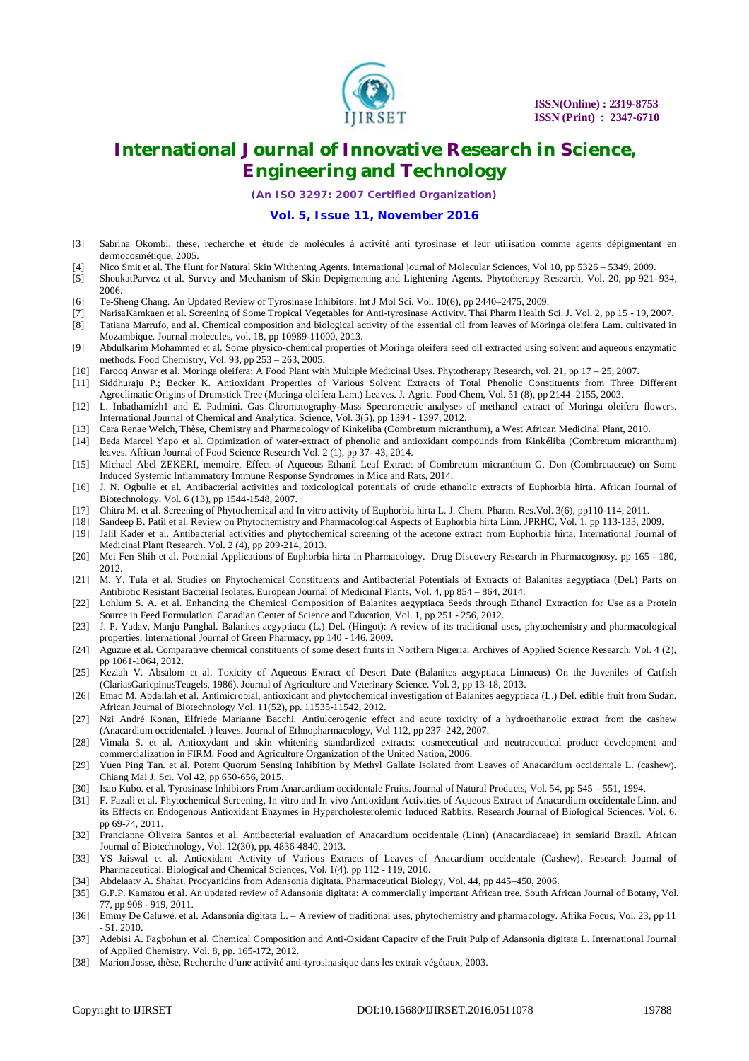[3] Sabrina Okombi, thèse, recherche et étude de molécules à activité anti tyrosinase et leur utilisation comme agents dépigmentant en dermocosmétique, 2005.

[4] Nico Smit et al. The Hunt for Natural Skin Withening Agents. International journal of Molecular Sciences, Vol 10, pp 5326 – 5349, 2009.

[5] ShoukatParvez et al. Survey and Mechanism of Skin Depigmenting and Lightening Agents. Phytotherapy Research, Vol. 20, pp 921–934, 2006.

[6] Te-Sheng Chang. An Updated Review of Tyrosinase Inhibitors. Int J Mol Sci. Vol. 10(6), pp 2440–2475, 2009.

[7] NarisaKamkaen et al. Screening of Some Tropical Vegetables for Anti-tyrosinase Activity. Thai Pharm Health Sci. J. Vol. 2, pp 15 - 19, 2007.

[8] Tatiana Marrufo, and al. Chemical composition and biological activity of the essential oil from leaves of Moringa oleifera Lam. cultivated in Mozambique. Journal molecules, vol. 18, pp 10989-11000, 2013.

[9] Abdulkarim Mohammed et al. Some physico-chemical properties of Moringa oleifera seed oil extracted using solvent and aqueous enzymatic methods. Food Chemistry, Vol. 93, pp 253 – 263, 2005.

[10] Farooq Anwar et al. Moringa oleifera: A Food Plant with Multiple Medicinal Uses. Phytotherapy Research, vol. 21, pp 17 – 25, 2007.

[11] Siddhuraju P.; Becker K. Antioxidant Properties of Various Solvent Extracts of Total Phenolic Constituents from Three Different Agroclimatic Origins of Drumstick Tree (Moringa oleifera Lam.) Leaves. J. Agric. Food Chem, Vol. 51 (8), pp 2144–2155, 2003.

[12] L. Inbathamizh1 and E. Padmini. Gas Chromatography-Mass Spectrometric analyses of methanol extract of Moringa oleifera flowers. International Journal of Chemical and Analytical Science, Vol. 3(5), pp 1394 - 1397, 2012.

[13] Cara Renae Welch, Thèse, Chemistry and Pharmacology of Kinkeliba (Combretum micranthum), a West African Medicinal Plant, 2010.

[14] Beda Marcel Yapo et al. Optimization of water-extract of phenolic and antioxidant compounds from Kinkéliba (Combretum micranthum) leaves. African Journal of Food Science Research Vol. 2 (1), pp 37- 43, 2014.

[15] Michael Abel ZEKERI, memoire, Effect of Aqueous Ethanil Leaf Extract of Combretum micranthum G. Don (Combretaceae) on Some Induced Systemic Inflammatory Immune Response Syndromes in Mice and Rats, 2014.

[16] J. N. Ogbulie et al. Antibacterial activities and toxicological potentials of crude ethanolic extracts of Euphorbia hirta. African Journal of Biotechnology. Vol. 6 (13), pp 1544-1548, 2007.

[17] Chitra M. et al. Screening of Phytochemical and In vitro activity of Euphorbia hirta L. J. Chem. Pharm. Res.Vol. 3(6), pp110-114, 2011.

[18] Sandeep B. Patil et al. Review on Phytochemistry and Pharmacological Aspects of Euphorbia hirta Linn. JPRHC, Vol. 1, pp 113-133, 2009.

[19] Jalil Kader et al. Antibacterial activities and phytochemical screening of the acetone extract from Euphorbia hirta. International Journal of Medicinal Plant Research. Vol. 2 (4), pp 209-214, 2013.

[20] Mei Fen Shih et al. Potential Applications of Euphorbia hirta in Pharmacology. Drug Discovery Research in Pharmacognosy. pp 165 - 180, 2012.

[21] M. Y. Tula et al. Studies on Phytochemical Constituents and Antibacterial Potentials of Extracts of Balanites aegyptiaca (Del.) Parts on Antibiotic Resistant Bacterial Isolates. European Journal of Medicinal Plants, Vol. 4, pp 854 – 864, 2014.

[22] Lohlum S. A. et al. Enhancing the Chemical Composition of Balanites aegyptiaca Seeds through Ethanol Extraction for Use as a Protein Source in Feed Formulation. Canadian Center of Science and Education, Vol. 1, pp 251 - 256, 2012.

[23] J. P. Yadav, Manju Panghal. Balanites aegyptiaca (L.) Del. (Hingot): A review of its traditional uses, phytochemistry and pharmacological properties. International Journal of Green Pharmacy, pp 140 - 146, 2009.

[24] Aguzue et al. Comparative chemical constituents of some desert fruits in Northern Nigeria. Archives of Applied Science Research, Vol. 4 (2), pp 1061-1064, 2012.

[25] Keziah V. Absalom et al. Toxicity of Aqueous Extract of Desert Date (Balanites aegyptiaca Linnaeus) On the Juveniles of Catfish (ClariasGariepinusTeugels, 1986). Journal of Agriculture and Veterinary Science. Vol. 3, pp 13-18, 2013.

[26] Emad M. Abdallah et al. Antimicrobial, antioxidant and phytochemical investigation of Balanites aegyptiaca (L.) Del. edible fruit from Sudan. African Journal of Biotechnology Vol. 11(52), pp. 11535-11542, 2012.

[27] Nzi André Konan, Elfriede Marianne Bacchi. Antiulcerogenic effect and acute toxicity of a hydroethanolic extract from the cashew (Anacardium occidentaleL.) leaves. Journal of Ethnopharmacology, Vol 112, pp 237–242, 2007.

[28] Vimala S. et al. Antioxydant and skin whitening standardized extracts: cosmeceutical and neutraceutical product development and commercialization in FIRM. Food and Agriculture Organization of the United Nation, 2006.

[29] Yuen Ping Tan. et al. Potent Quorum Sensing Inhibition by Methyl Gallate Isolated from Leaves of Anacardium occidentale L. (cashew). Chiang Mai J. Sci. Vol 42, pp 650-656, 2015.

[30] Isao Kubo. et al. Tyrosinase Inhibitors From Anarcardium occidentale Fruits. Journal of Natural Products, Vol. 54, pp 545 – 551, 1994.

[31] F. Fazali et al. Phytochemical Screening, In vitro and In vivo Antioxidant Activities of Aqueous Extract of Anacardium occidentale Linn. and its Effects on Endogenous Antioxidant Enzymes in Hypercholesterolemic Induced Rabbits. Research Journal of Biological Sciences, Vol. 6, pp 69-74, 2011.

[32] Francianne Oliveira Santos et al. Antibacterial evaluation of Anacardium occidentale (Linn) (Anacardiaceae) in semiarid Brazil. African Journal of Biotechnology, Vol. 12(30), pp. 4836-4840, 2013.

[33] YS Jaiswal et al. Antioxidant Activity of Various Extracts of Leaves of Anacardium occidentale (Cashew). Research Journal of Pharmaceutical, Biological and Chemical Sciences, Vol. 1(4), pp 112 - 119, 2010.

[34] Abdelaaty A. Shahat. Procyanidins from Adansonia digitata. Pharmaceutical Biology, Vol. 44, pp 445–450, 2006.

[35] G.P.P. Kamatou et al. An updated review of Adansonia digitata: A commercially important African tree. South African Journal of Botany, Vol. 77, pp 908 - 919, 2011.

[36] Emmy De Caluwé. et al. Adansonia digitata L. – A review of traditional uses, phytochemistry and pharmacology. Afrika Focus, Vol. 23, pp 11 - 51, 2010.

[37] Adebisi A. Fagbohun et al. Chemical Composition and Anti-Oxidant Capacity of the Fruit Pulp of Adansonia digitata L. International Journal of Applied Chemistry. Vol. 8, pp. 165-172, 2012.

[38] Marion Josse, thèse, Recherche d'une activité anti-tyrosinasique dans les extrait végétaux, 2003.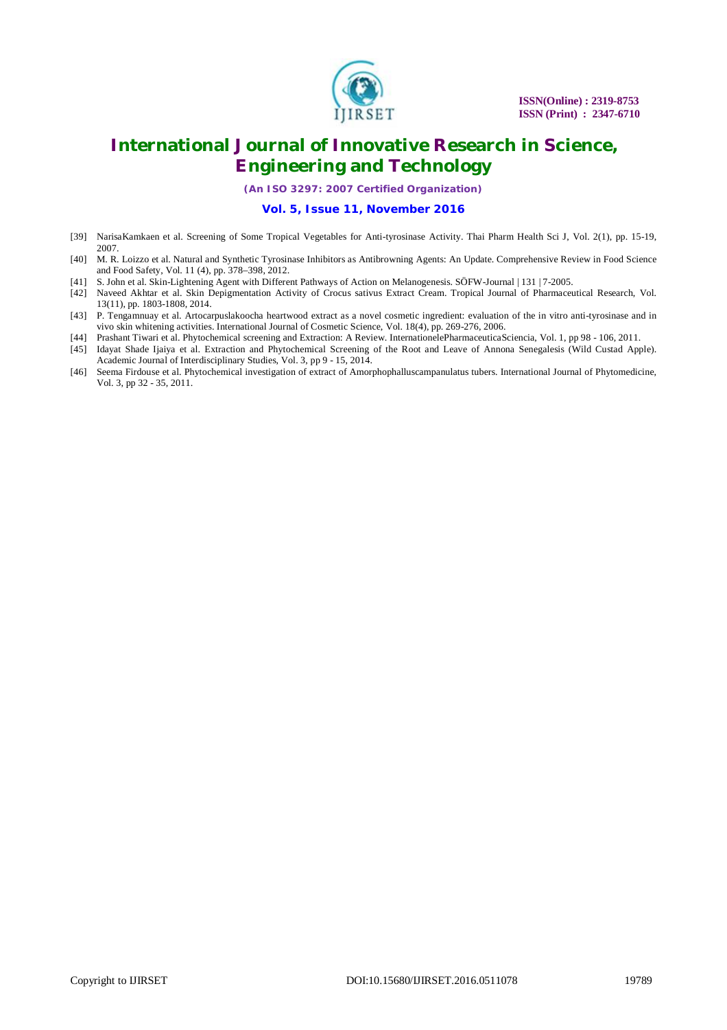[39] NarisaKamkaen et al. Screening of Some Tropical Vegetables for Anti-tyrosinase Activity. Thai Pharm Health Sci J, Vol. 2(1), pp. 15-19, 2007.

[40] M. R. Loizzo et al. Natural and Synthetic Tyrosinase Inhibitors as Antibrowning Agents: An Update. Comprehensive Review in Food Science and Food Safety, Vol. 11 (4), pp. 378–398, 2012.

[41] S. John et al. Skin-Lightening Agent with Different Pathways of Action on Melanogenesis. SÖFW-Journal | 131 | 7-2005.

[42] Naveed Akhtar et al. Skin Depigmentation Activity of Crocus sativus Extract Cream. Tropical Journal of Pharmaceutical Research, Vol. 13(11), pp. 1803-1808, 2014.

[43] P. Tengamnuay et al. Artocarpuslakoocha heartwood extract as a novel cosmetic ingredient: evaluation of the in vitro anti-tyrosinase and in vivo skin whitening activities. International Journal of Cosmetic Science, Vol. 18(4), pp. 269-276, 2006.

[44] Prashant Tiwari et al. Phytochemical screening and Extraction: A Review. InternationelePharmaceuticaSciencia, Vol. 1, pp 98 - 106, 2011.

[45] Idayat Shade Ijaiya et al. Extraction and Phytochemical Screening of the Root and Leave of Annona Senegalesis (Wild Custad Apple). Academic Journal of Interdisciplinary Studies, Vol. 3, pp 9 - 15, 2014.

[46] Seema Firdouse et al. Phytochemical investigation of extract of Amorphophalluscampanulatus tubers. International Journal of Phytomedicine, Vol. 3, pp 32 - 35, 2011.